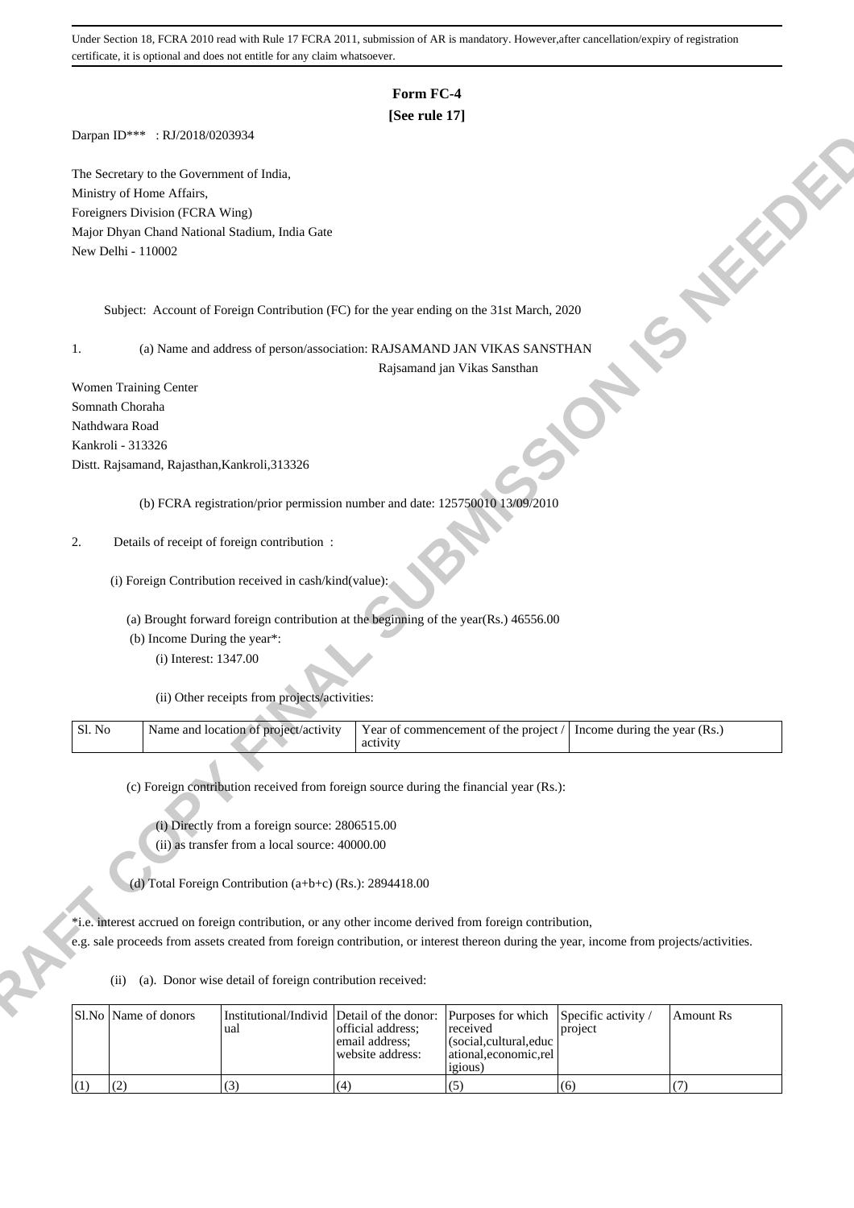Under Section 18, FCRA 2010 read with Rule 17 FCRA 2011, submission of AR is mandatory. However,after cancellation/expiry of registration certificate, it is optional and does not entitle for any claim whatsoever.

**Form FC-4**

**[See rule 17]**

Darpan ID*** : RJ/2018/0203934

The Secretary to the Government of India,
Ministry of Home Affairs,
Foreigners Division (FCRA Wing)
Major Dhyan Chand National Stadium, India Gate
New Delhi - 110002

Subject: Account of Foreign Contribution (FC) for the year ending on the 31st March, 2020

1. (a) Name and address of person/association: RAJSAMAND JAN VIKAS SANSTHAN

Rajsamand jan Vikas Sansthan
Women Training Center
Somnath Choraha
Nathdwara Road
Kankroli - 313326
Distt. Rajsamand, Rajasthan,Kankroli,313326

(b) FCRA registration/prior permission number and date: 125750010 13/09/2010

2. Details of receipt of foreign contribution :

(i) Foreign Contribution received in cash/kind(value):

(a) Brought forward foreign contribution at the beginning of the year(Rs.) 46556.00

(b) Income During the year*:

(i) Interest: 1347.00

(ii) Other receipts from projects/activities:

| Sl. No | Name and location of project/activity | Year of commencement of the project / activity | Income during the year (Rs.) |
|---|---|---|---|

(c) Foreign contribution received from foreign source during the financial year (Rs.):

(i) Directly from a foreign source: 2806515.00

(ii) as transfer from a local source: 40000.00

(d) Total Foreign Contribution (a+b+c) (Rs.): 2894418.00

*i.e. interest accrued on foreign contribution, or any other income derived from foreign contribution, e.g. sale proceeds from assets created from foreign contribution, or interest thereon during the year, income from projects/activities.

(ii) (a). Donor wise detail of foreign contribution received:

| Sl.No | Name of donors | Institutional/Individual | Detail of the donor: official address; email address; website address: | Purposes for which received (social,cultural,educational,economic,religious) | Specific activity / project | Amount Rs |
|---|---|---|---|---|---|---|
| (1) | (2) | (3) | (4) | (5) | (6) | (7) |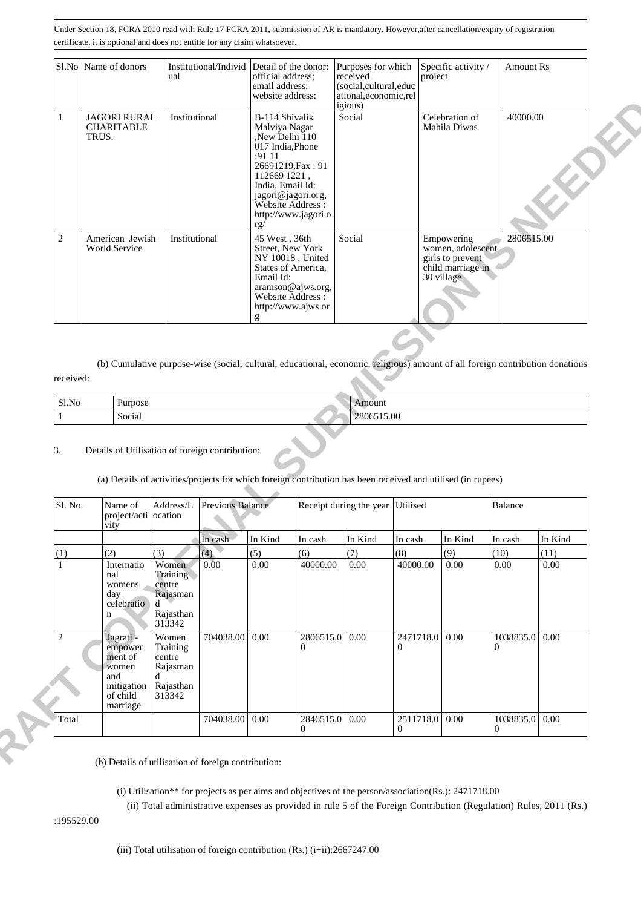Under Section 18, FCRA 2010 read with Rule 17 FCRA 2011, submission of AR is mandatory. However,after cancellation/expiry of registration certificate, it is optional and does not entitle for any claim whatsoever.

| Sl.No | Name of donors | Institutional/Individual | Detail of the donor: official address; email address; website address: | Purposes for which received (social,cultural,educational,economic,religious) | Specific activity / project | Amount Rs |
|---|---|---|---|---|---|---|
| 1 | JAGORI RURAL CHARITABLE TRUS. | Institutional | B-114 Shivalik Malviya Nagar ,New Delhi 110 017 India,Phone :91 11 26691219,Fax : 91 112669 1221 , India, Email Id: jagori@jagori.org, Website Address : http://www.jagori.org/ | Social | Celebration of Mahila Diwas | 40000.00 |
| 2 | American Jewish World Service | Institutional | 45 West , 36th Street, New York NY 10018 , United States of America, Email Id: aramson@ajws.org, Website Address : http://www.ajws.org | Social | Empowering women, adolescent girls to prevent child marriage in 30 village | 2806515.00 |

(b) Cumulative purpose-wise (social, cultural, educational, economic, religious) amount of all foreign contribution donations received:

| Sl.No | Purpose | Amount |
|---|---|---|
| 1 | Social | 2806515.00 |

3. Details of Utilisation of foreign contribution:

(a) Details of activities/projects for which foreign contribution has been received and utilised (in rupees)

| Sl. No. | Name of project/activity | Address/Location | Previous Balance | | Receipt during the year | | Utilised | | Balance | |
|---|---|---|---|---|---|---|---|---|---|---|
| | | | In cash | In Kind | In cash | In Kind | In cash | In Kind | In cash | In Kind |
| (1) | (2) | (3) | (4) | (5) | (6) | (7) | (8) | (9) | (10) | (11) |
| 1 | International womens day celebration | Women Training centre Rajasmand Rajasthan 313342 | 0.00 | 0.00 | 40000.00 | 0.00 | 40000.00 | 0.00 | 0.00 | 0.00 |
| 2 | Jagrati - empowerment of women and mitigation of child marriage | Women Training centre Rajasmand Rajasthan 313342 | 704038.00 | 0.00 | 2806515.00 | 0.00 | 2471718.00 | 0.00 | 1038835.00 | 0.00 |
| Total | | | 704038.00 | 0.00 | 2846515.00 | 0.00 | 2511718.00 | 0.00 | 1038835.00 | 0.00 |

(b) Details of utilisation of foreign contribution:

(i) Utilisation** for projects as per aims and objectives of the person/association(Rs.): 2471718.00

(ii) Total administrative expenses as provided in rule 5 of the Foreign Contribution (Regulation) Rules, 2011 (Rs.) :195529.00

(iii) Total utilisation of foreign contribution (Rs.) (i+ii):2667247.00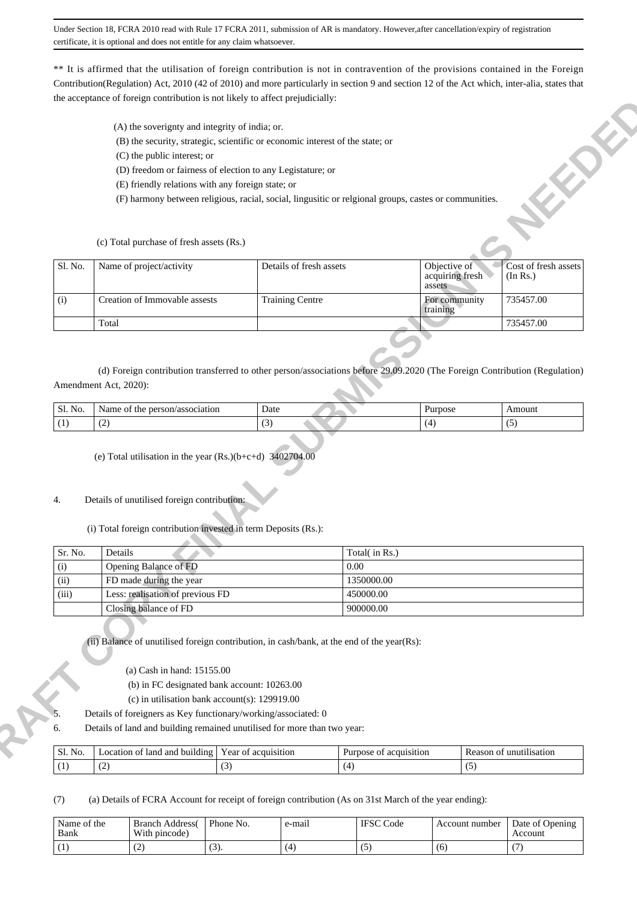Under Section 18, FCRA 2010 read with Rule 17 FCRA 2011, submission of AR is mandatory. However,after cancellation/expiry of registration certificate, it is optional and does not entitle for any claim whatsoever.

** It is affirmed that the utilisation of foreign contribution is not in contravention of the provisions contained in the Foreign Contribution(Regulation) Act, 2010 (42 of 2010) and more particularly in section 9 and section 12 of the Act which, inter-alia, states that the acceptance of foreign contribution is not likely to affect prejudicially:

(A) the soverignty and integrity of india; or.
(B) the security, strategic, scientific or economic interest of the state; or
(C) the public interest; or
(D) freedom or fairness of election to any Legistature; or
(E) friendly relations with any foreign state; or
(F) harmony between religious, racial, social, lingusitic or relgional groups, castes or communities.

(c) Total purchase of fresh assets (Rs.)

| Sl. No. | Name of project/activity | Details of fresh assets | Objective of acquiring fresh assets | Cost of fresh assets (In Rs.) |
|---|---|---|---|---|
| (i) | Creation of Immovable assests | Training Centre | For community training | 735457.00 |
| | Total | | | 735457.00 |

(d) Foreign contribution transferred to other person/associations before 29.09.2020 (The Foreign Contribution (Regulation) Amendment Act, 2020):

| Sl. No. | Name of the person/association | Date | Purpose | Amount |
|---|---|---|---|---|
| (1) | (2) | (3) | (4) | (5) |

(e) Total utilisation in the year (Rs.)(b+c+d) 3402704.00

4. Details of unutilised foreign contribution:

(i) Total foreign contribution invested in term Deposits (Rs.):

| Sr. No. | Details | Total( in Rs.) |
|---|---|---|
| (i) | Opening Balance of FD | 0.00 |
| (ii) | FD made during the year | 1350000.00 |
| (iii) | Less: realisation of previous FD | 450000.00 |
| | Closing balance of FD | 900000.00 |

(ii) Balance of unutilised foreign contribution, in cash/bank, at the end of the year(Rs):

(a) Cash in hand: 15155.00
(b) in FC designated bank account: 10263.00
(c) in utilisation bank account(s): 129919.00

5. Details of foreigners as Key functionary/working/associated: 0
6. Details of land and building remained unutilised for more than two year:

| Sl. No. | Location of land and building | Year of acquisition | Purpose of acquisition | Reason of unutilisation |
|---|---|---|---|---|
| (1) | (2) | (3) | (4) | (5) |

(7) (a) Details of FCRA Account for receipt of foreign contribution (As on 31st March of the year ending):

| Name of the Bank | Branch Address( With pincode) | Phone No. | e-mail | IFSC Code | Account number | Date of Opening Account |
|---|---|---|---|---|---|---|
| (1) | (2) | (3). | (4) | (5) | (6) | (7) |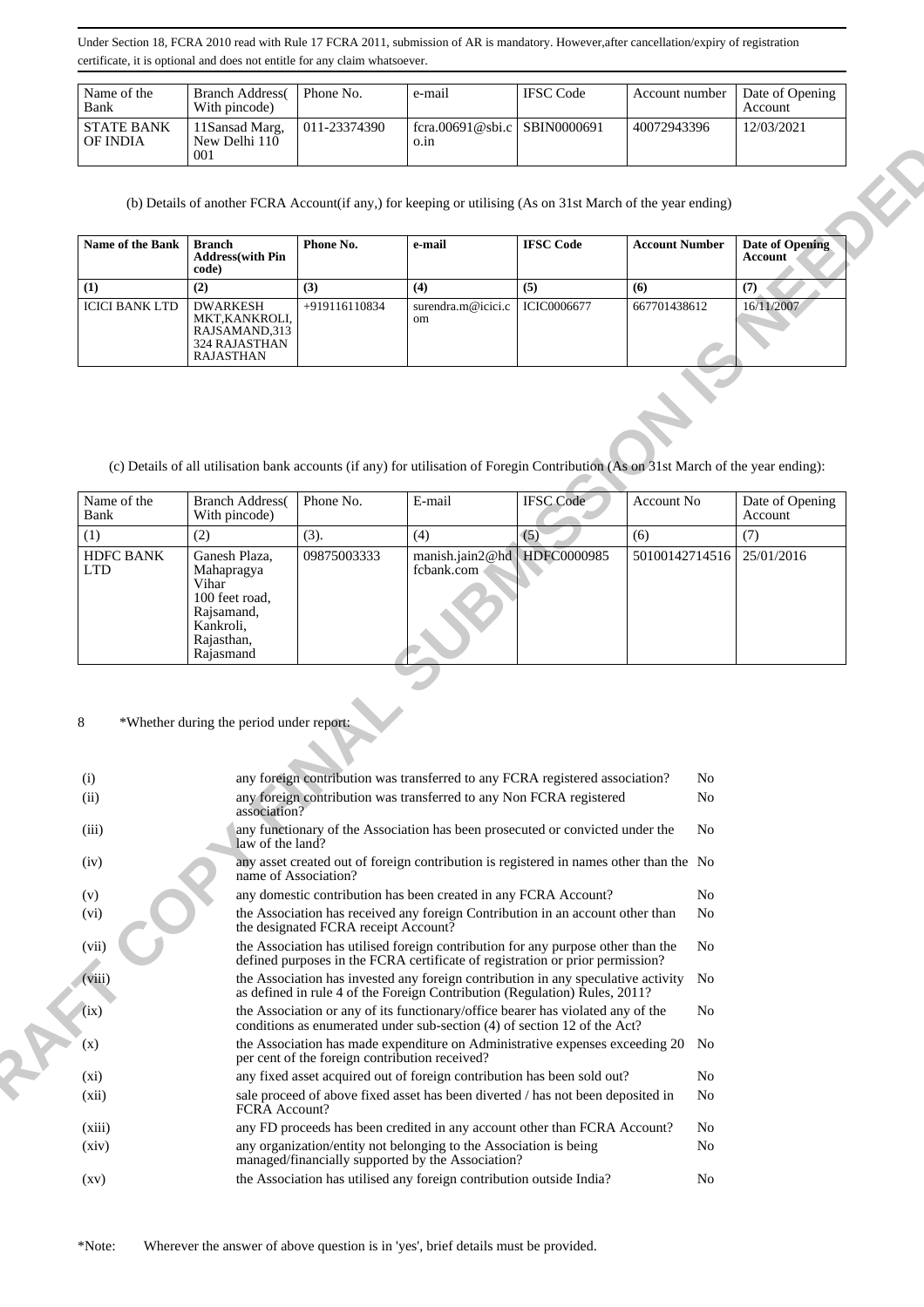Under Section 18, FCRA 2010 read with Rule 17 FCRA 2011, submission of AR is mandatory. However,after cancellation/expiry of registration certificate, it is optional and does not entitle for any claim whatsoever.

| Name of the Bank | Branch Address( With pincode) | Phone No. | e-mail | IFSC Code | Account number | Date of Opening Account |
|---|---|---|---|---|---|---|
| STATE BANK OF INDIA | 11Sansad Marg, New Delhi 110 001 | 011-23374390 | fcra.00691@sbi.co.in | SBIN0000691 | 40072943396 | 12/03/2021 |

(b) Details of another FCRA Account(if any,) for keeping or utilising (As on 31st March of the year ending)

| **Name of the Bank** | **Branch Address(with Pin code)** | **Phone No.** | **e-mail** | **IFSC Code** | **Account Number** | **Date of Opening Account** |
|---|---|---|---|---|---|---|
| **(1)** | **(2)** | **(3)** | **(4)** | **(5)** | **(6)** | **(7)** |
| ICICI BANK LTD | DWARKESH MKT,KANKROLI, RAJSAMAND,313 324 RAJASTHAN RAJASTHAN | +919116110834 | surendra.m@icici.com | ICIC0006677 | 667701438612 | 16/11/2007 |

(c) Details of all utilisation bank accounts (if any) for utilisation of Foregin Contribution (As on 31st March of the year ending):

| Name of the Bank | Branch Address( With pincode) | Phone No. | E-mail | IFSC Code | Account No | Date of Opening Account |
|---|---|---|---|---|---|---|
| (1) | (2) | (3). | (4) | (5) | (6) | (7) |
| HDFC BANK LTD | Ganesh Plaza, Mahapragya Vihar 100 feet road, Rajsamand, Kankroli, Rajasthan, Rajasmand | 09875003333 | manish.jain2@hdfcbank.com | HDFC0000985 | 50100142714516 | 25/01/2016 |

8 *Whether during the period under report:

| | | |
|---|---|---|
| (i) | any foreign contribution was transferred to any FCRA registered association? | No |
| (ii) | any foreign contribution was transferred to any Non FCRA registered association? | No |
| (iii) | any functionary of the Association has been prosecuted or convicted under the law of the land? | No |
| (iv) | any asset created out of foreign contribution is registered in names other than the name of Association? | No |
| (v) | any domestic contribution has been created in any FCRA Account? | No |
| (vi) | the Association has received any foreign Contribution in an account other than the designated FCRA receipt Account? | No |
| (vii) | the Association has utilised foreign contribution for any purpose other than the defined purposes in the FCRA certificate of registration or prior permission? | No |
| (viii) | the Association has invested any foreign contribution in any speculative activity as defined in rule 4 of the Foreign Contribution (Regulation) Rules, 2011? | No |
| (ix) | the Association or any of its functionary/office bearer has violated any of the conditions as enumerated under sub-section (4) of section 12 of the Act? | No |
| (x) | the Association has made expenditure on Administrative expenses exceeding 20 per cent of the foreign contribution received? | No |
| (xi) | any fixed asset acquired out of foreign contribution has been sold out? | No |
| (xii) | sale proceed of above fixed asset has been diverted / has not been deposited in FCRA Account? | No |
| (xiii) | any FD proceeds has been credited in any account other than FCRA Account? | No |
| (xiv) | any organization/entity not belonging to the Association is being managed/financially supported by the Association? | No |
| (xv) | the Association has utilised any foreign contribution outside India? | No |

*Note: Wherever the answer of above question is in 'yes', brief details must be provided.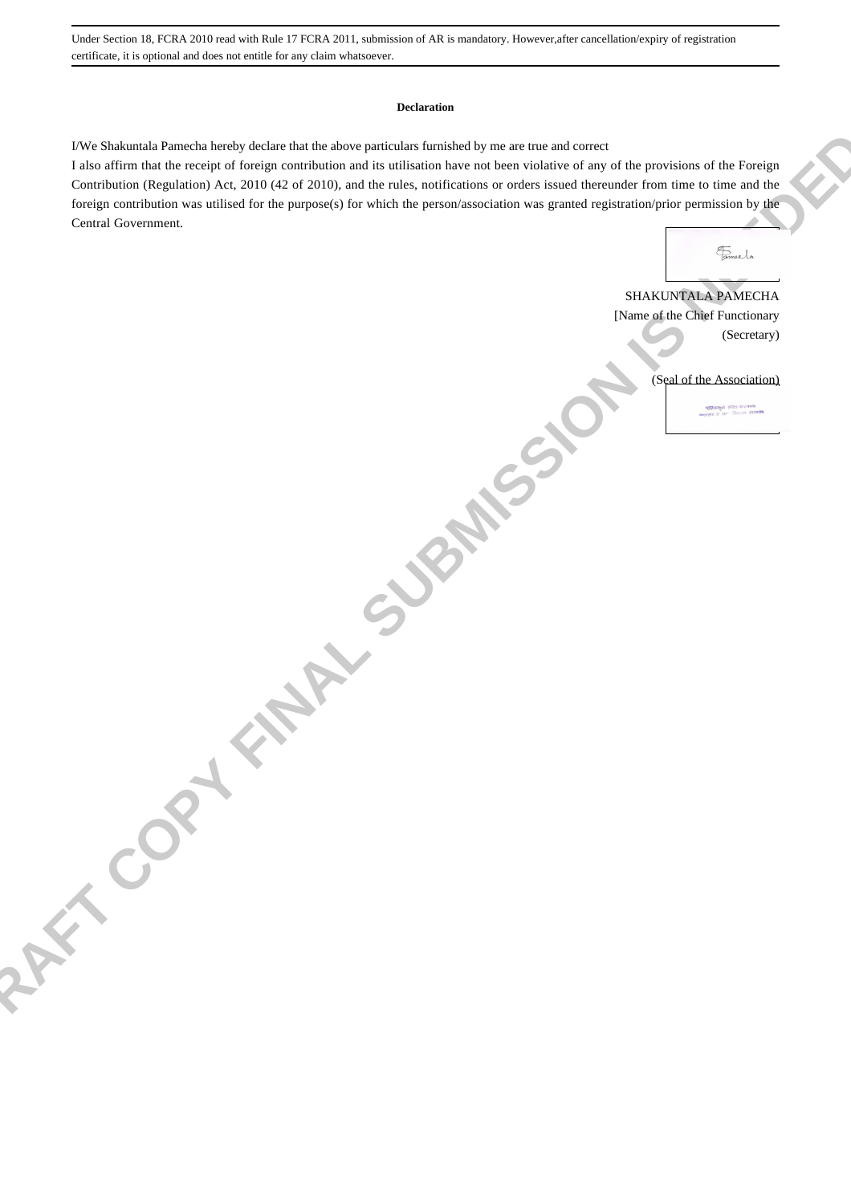Under Section 18, FCRA 2010 read with Rule 17 FCRA 2011, submission of AR is mandatory. However,after cancellation/expiry of registration certificate, it is optional and does not entitle for any claim whatsoever.

**Declaration**

I/We Shakuntala Pamecha hereby declare that the above particulars furnished by me are true and correct

I also affirm that the receipt of foreign contribution and its utilisation have not been violative of any of the provisions of the Foreign Contribution (Regulation) Act, 2010 (42 of 2010), and the rules, notifications or orders issued thereunder from time to time and the foreign contribution was utilised for the purpose(s) for which the person/association was granted registration/prior permission by the Central Government.

SHAKUNTALA PAMECHA

[Name of the Chief Functionary

(Secretary)

(Seal of the Association)

DRAFT COPY FINAL SUBMISSION IS NEEDED